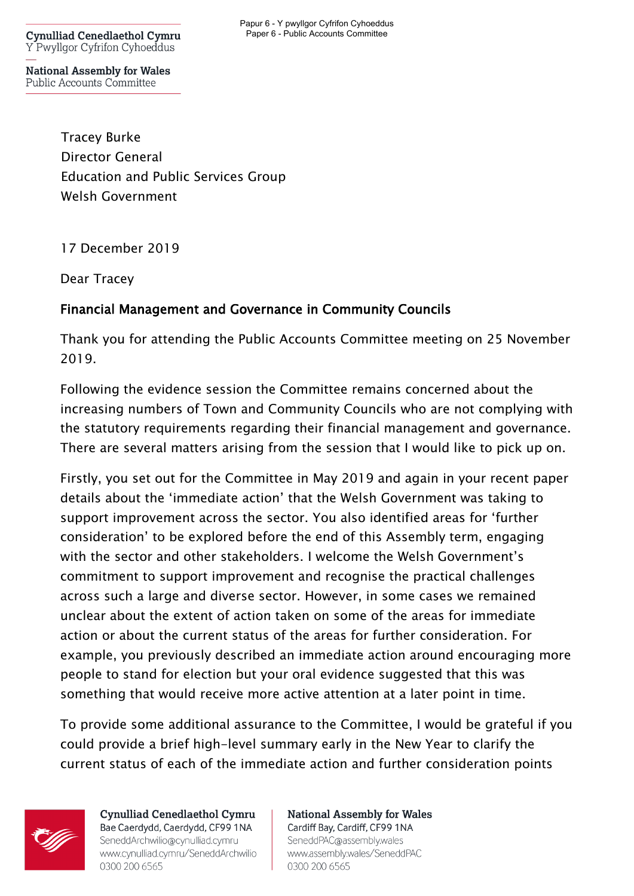Papur 6 - Y pwyllgor Cyfrifon Cyhoeddus
Paper 6 - Public Accounts Committee

**Cynulliad Cenedlaethol Cymru**
Y Pwyllgor Cyfrifon Cyhoeddus

**National Assembly for Wales**
Public Accounts Committee

Tracey Burke
Director General
Education and Public Services Group
Welsh Government

17 December 2019

Dear Tracey

**Financial Management and Governance in Community Councils**

Thank you for attending the Public Accounts Committee meeting on 25 November 2019.

Following the evidence session the Committee remains concerned about the increasing numbers of Town and Community Councils who are not complying with the statutory requirements regarding their financial management and governance. There are several matters arising from the session that I would like to pick up on.

Firstly, you set out for the Committee in May 2019 and again in your recent paper details about the 'immediate action' that the Welsh Government was taking to support improvement across the sector. You also identified areas for 'further consideration' to be explored before the end of this Assembly term, engaging with the sector and other stakeholders. I welcome the Welsh Government's commitment to support improvement and recognise the practical challenges across such a large and diverse sector. However, in some cases we remained unclear about the extent of action taken on some of the areas for immediate action or about the current status of the areas for further consideration. For example, you previously described an immediate action around encouraging more people to stand for election but your oral evidence suggested that this was something that would receive more active attention at a later point in time.

To provide some additional assurance to the Committee, I would be grateful if you could provide a brief high-level summary early in the New Year to clarify the current status of each of the immediate action and further consideration points

**Cynulliad Cenedlaethol Cymru**
Bae Caerdydd, Caerdydd, CF99 1NA
SeneddArchwilio@cynulliad.cymru
www.cynulliad.cymru/SeneddArchwilio
0300 200 6565

**National Assembly for Wales**
Cardiff Bay, Cardiff, CF99 1NA
SeneddPAC@assembly.wales
www.assembly.wales/SeneddPAC
0300 200 6565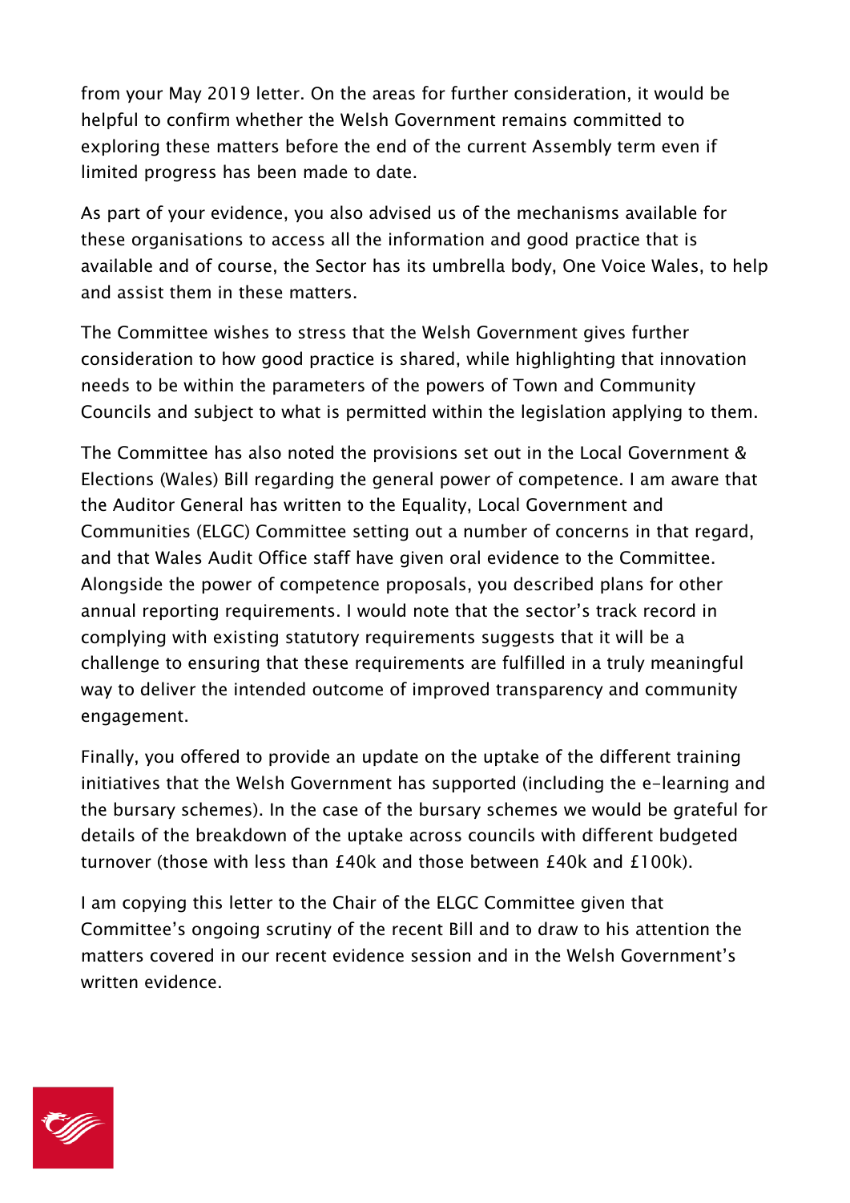from your May 2019 letter. On the areas for further consideration, it would be helpful to confirm whether the Welsh Government remains committed to exploring these matters before the end of the current Assembly term even if limited progress has been made to date.

As part of your evidence, you also advised us of the mechanisms available for these organisations to access all the information and good practice that is available and of course, the Sector has its umbrella body, One Voice Wales, to help and assist them in these matters.

The Committee wishes to stress that the Welsh Government gives further consideration to how good practice is shared, while highlighting that innovation needs to be within the parameters of the powers of Town and Community Councils and subject to what is permitted within the legislation applying to them.

The Committee has also noted the provisions set out in the Local Government & Elections (Wales) Bill regarding the general power of competence. I am aware that the Auditor General has written to the Equality, Local Government and Communities (ELGC) Committee setting out a number of concerns in that regard, and that Wales Audit Office staff have given oral evidence to the Committee. Alongside the power of competence proposals, you described plans for other annual reporting requirements. I would note that the sector's track record in complying with existing statutory requirements suggests that it will be a challenge to ensuring that these requirements are fulfilled in a truly meaningful way to deliver the intended outcome of improved transparency and community engagement.

Finally, you offered to provide an update on the uptake of the different training initiatives that the Welsh Government has supported (including the e-learning and the bursary schemes). In the case of the bursary schemes we would be grateful for details of the breakdown of the uptake across councils with different budgeted turnover (those with less than £40k and those between £40k and £100k).

I am copying this letter to the Chair of the ELGC Committee given that Committee's ongoing scrutiny of the recent Bill and to draw to his attention the matters covered in our recent evidence session and in the Welsh Government's written evidence.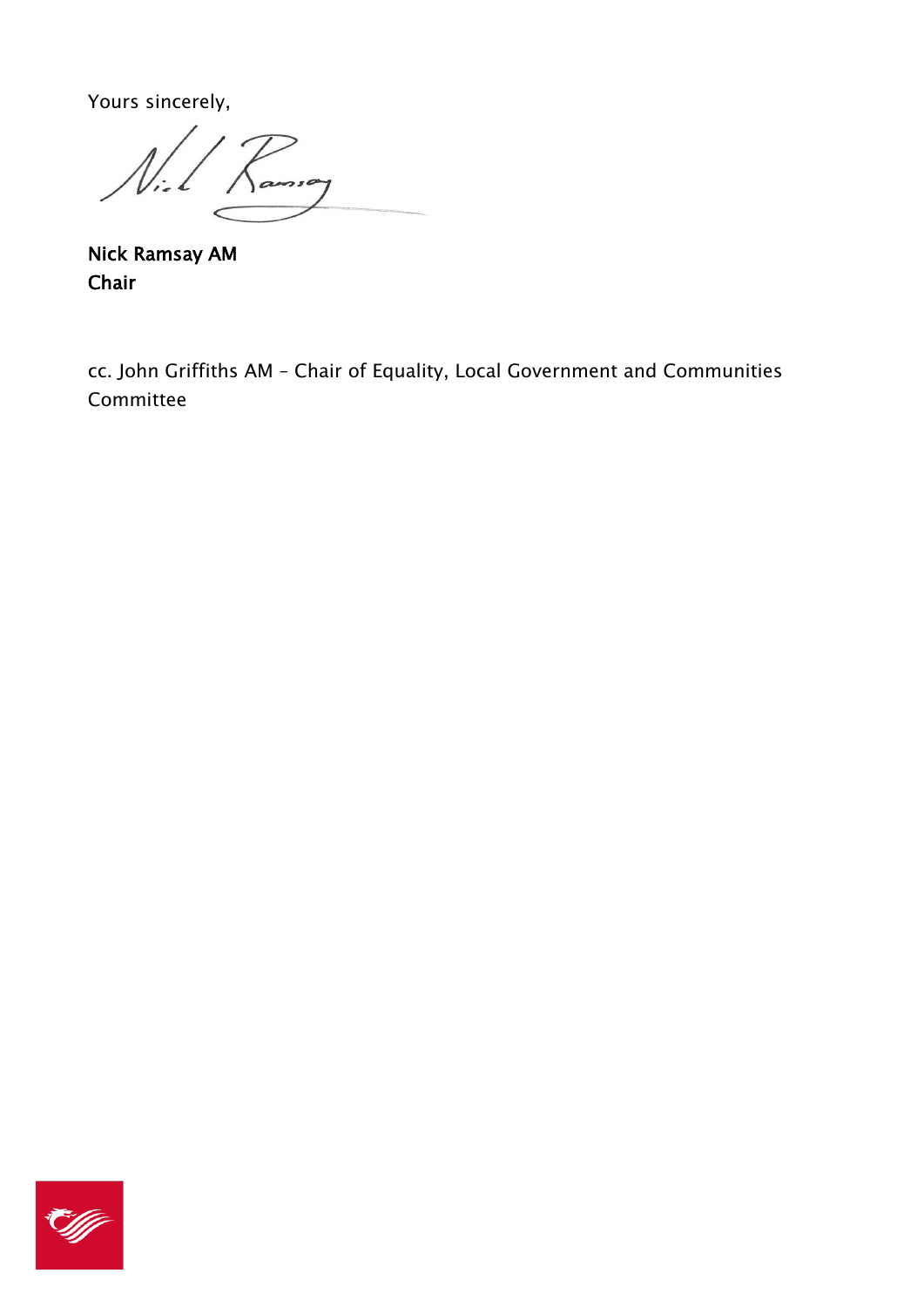Yours sincerely,

**Nick Ramsay AM**
**Chair**

cc. John Griffiths AM – Chair of Equality, Local Government and Communities Committee